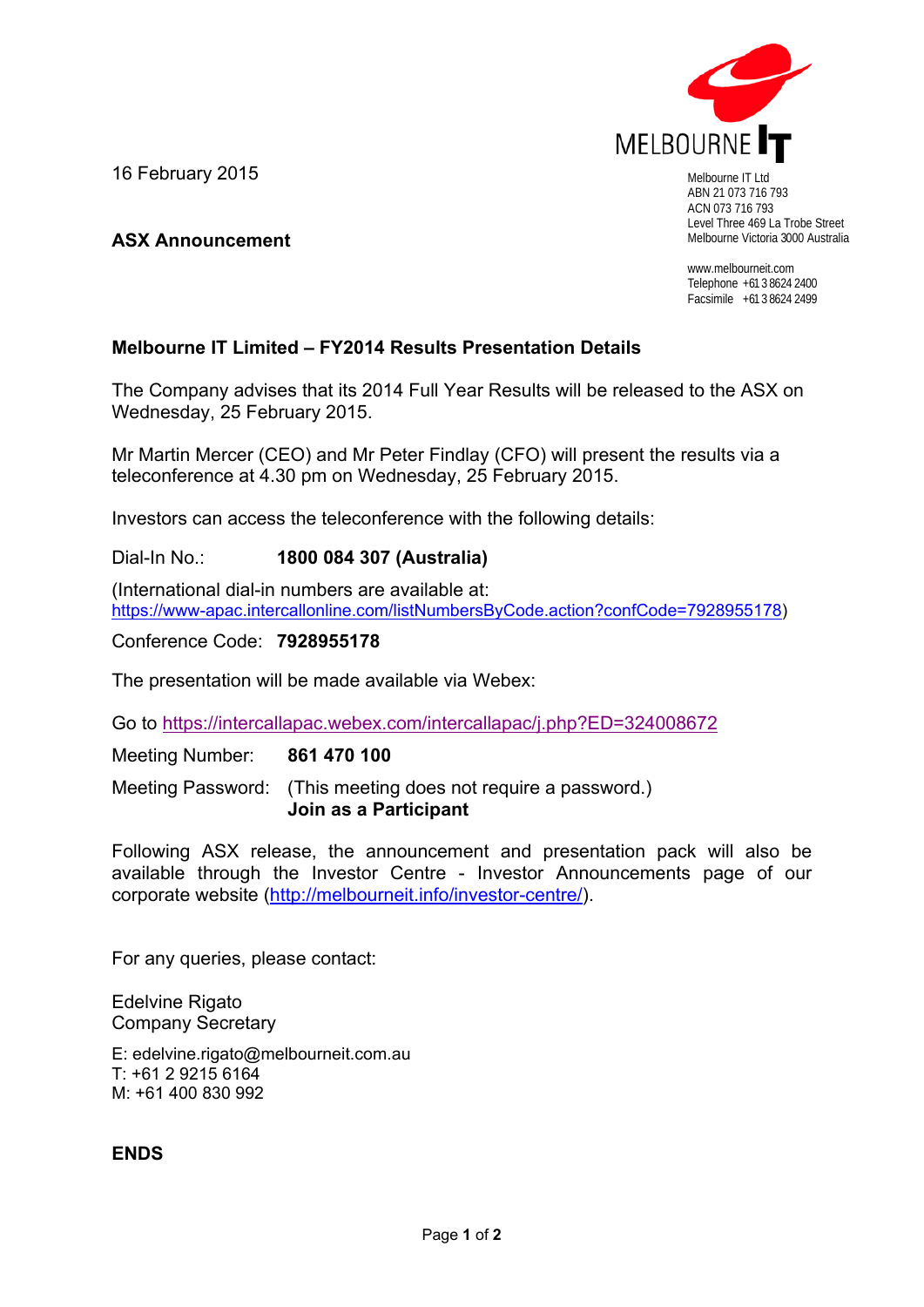MELBOURNE IT

Melbourne IT Ltd
ABN 21 073 716 793
ACN 073 716 793
Level Three 469 La Trobe Street
Melbourne Victoria 3000 Australia

www.melbourneit.com
Telephone +61 3 8624 2400
Facsimile +61 3 8624 2499

16 February 2015

**ASX Announcement**

**Melbourne IT Limited – FY2014 Results Presentation Details**

The Company advises that its 2014 Full Year Results will be released to the ASX on Wednesday, 25 February 2015.

Mr Martin Mercer (CEO) and Mr Peter Findlay (CFO) will present the results via a teleconference at 4.30 pm on Wednesday, 25 February 2015.

Investors can access the teleconference with the following details:

Dial-In No.: **1800 084 307 (Australia)**

(International dial-in numbers are available at: https://www-apac.intercallonline.com/listNumbersByCode.action?confCode=7928955178)

Conference Code: **7928955178**

The presentation will be made available via Webex:

Go to https://intercallapac.webex.com/intercallapac/j.php?ED=324008672

Meeting Number: **861 470 100**

Meeting Password: (This meeting does not require a password.)
**Join as a Participant**

Following ASX release, the announcement and presentation pack will also be available through the Investor Centre - Investor Announcements page of our corporate website (http://melbourneit.info/investor-centre/).

For any queries, please contact:

Edelvine Rigato
Company Secretary

E: edelvine.rigato@melbourneit.com.au
T: +61 2 9215 6164
M: +61 400 830 992

**ENDS**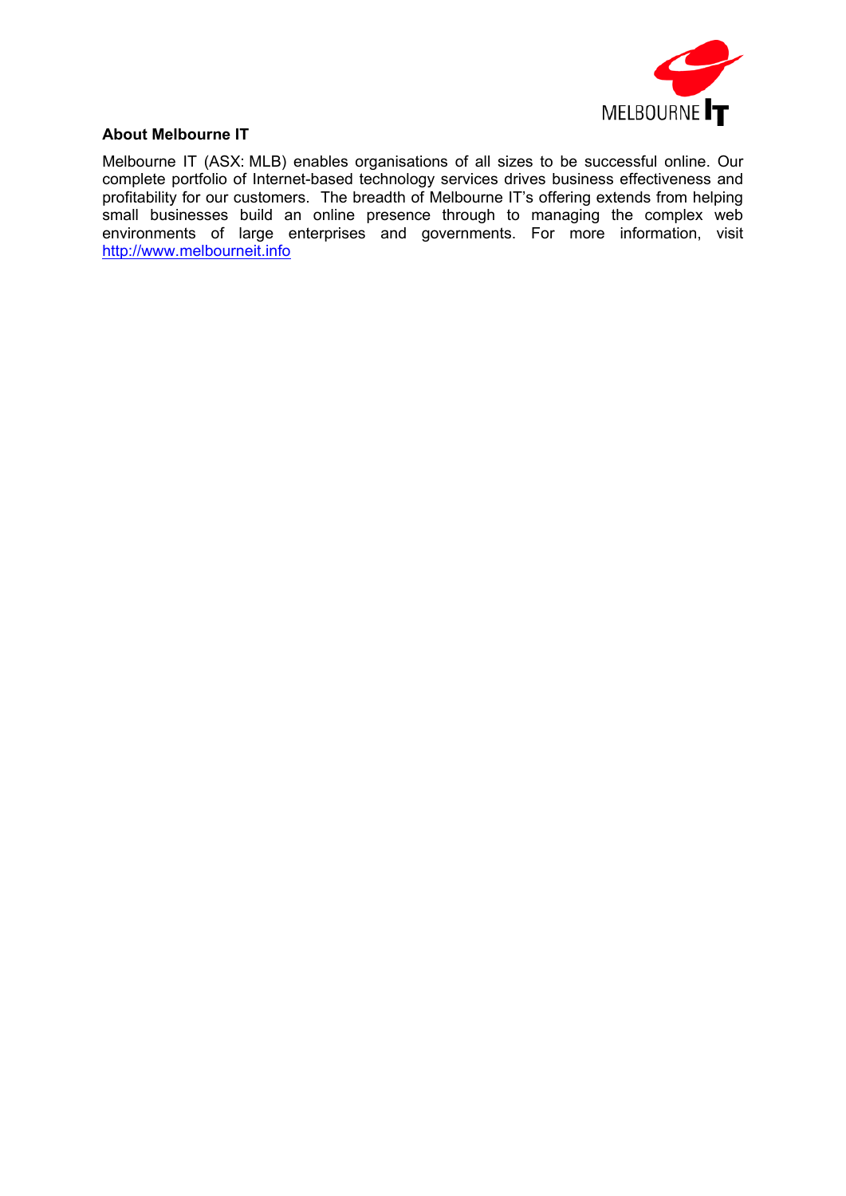## About Melbourne IT

Melbourne IT (ASX: MLB) enables organisations of all sizes to be successful online. Our complete portfolio of Internet-based technology services drives business effectiveness and profitability for our customers. The breadth of Melbourne IT's offering extends from helping small businesses build an online presence through to managing the complex web environments of large enterprises and governments. For more information, visit http://www.melbourneit.info